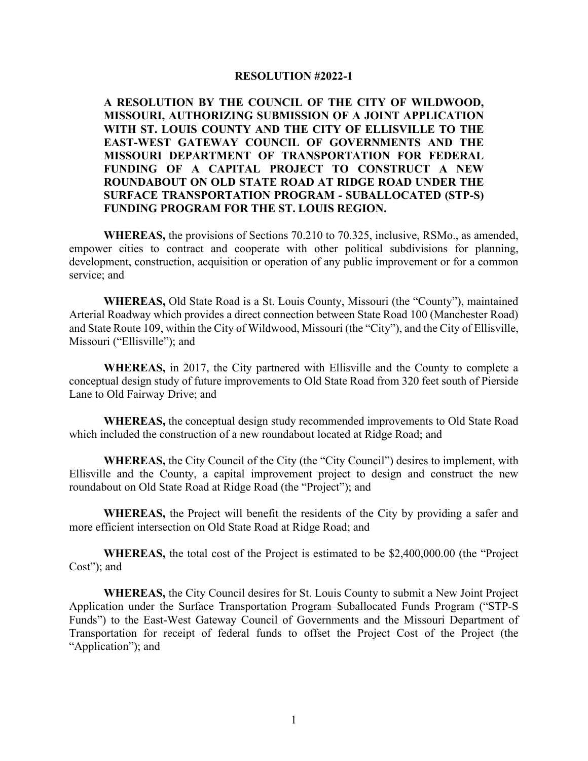# RESOLUTION #2022-1

**A RESOLUTION BY THE COUNCIL OF THE CITY OF WILDWOOD, MISSOURI, AUTHORIZING SUBMISSION OF A JOINT APPLICATION WITH ST. LOUIS COUNTY AND THE CITY OF ELLISVILLE TO THE EAST-WEST GATEWAY COUNCIL OF GOVERNMENTS AND THE MISSOURI DEPARTMENT OF TRANSPORTATION FOR FEDERAL FUNDING OF A CAPITAL PROJECT TO CONSTRUCT A NEW ROUNDABOUT ON OLD STATE ROAD AT RIDGE ROAD UNDER THE SURFACE TRANSPORTATION PROGRAM - SUBALLOCATED (STP-S) FUNDING PROGRAM FOR THE ST. LOUIS REGION.**

**WHEREAS,** the provisions of Sections 70.210 to 70.325, inclusive, RSMo., as amended, empower cities to contract and cooperate with other political subdivisions for planning, development, construction, acquisition or operation of any public improvement or for a common service; and

**WHEREAS,** Old State Road is a St. Louis County, Missouri (the "County"), maintained Arterial Roadway which provides a direct connection between State Road 100 (Manchester Road) and State Route 109, within the City of Wildwood, Missouri (the "City"), and the City of Ellisville, Missouri ("Ellisville"); and

**WHEREAS,** in 2017, the City partnered with Ellisville and the County to complete a conceptual design study of future improvements to Old State Road from 320 feet south of Pierside Lane to Old Fairway Drive; and

**WHEREAS,** the conceptual design study recommended improvements to Old State Road which included the construction of a new roundabout located at Ridge Road; and

**WHEREAS,** the City Council of the City (the "City Council") desires to implement, with Ellisville and the County, a capital improvement project to design and construct the new roundabout on Old State Road at Ridge Road (the "Project"); and

**WHEREAS,** the Project will benefit the residents of the City by providing a safer and more efficient intersection on Old State Road at Ridge Road; and

**WHEREAS,** the total cost of the Project is estimated to be $2,400,000.00 (the "Project Cost"); and

**WHEREAS,** the City Council desires for St. Louis County to submit a New Joint Project Application under the Surface Transportation Program–Suballocated Funds Program ("STP-S Funds") to the East-West Gateway Council of Governments and the Missouri Department of Transportation for receipt of federal funds to offset the Project Cost of the Project (the "Application"); and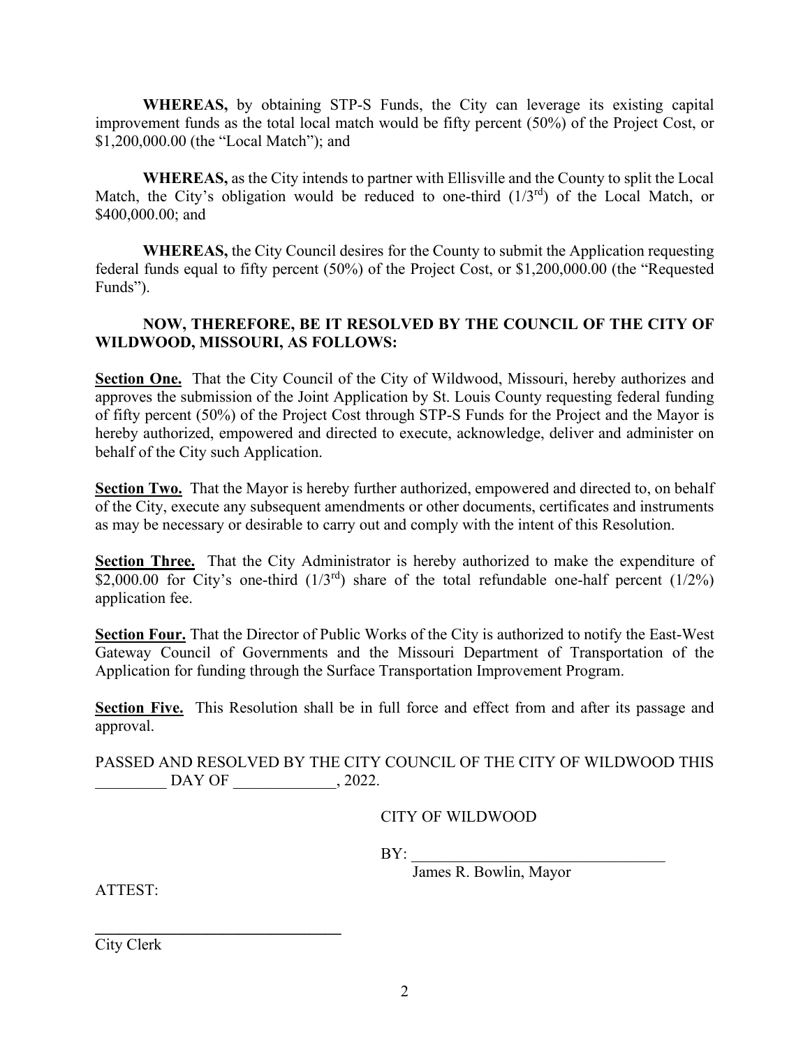**WHEREAS,** by obtaining STP-S Funds, the City can leverage its existing capital improvement funds as the total local match would be fifty percent (50%) of the Project Cost, or $1,200,000.00 (the "Local Match"); and

**WHEREAS,** as the City intends to partner with Ellisville and the County to split the Local Match, the City's obligation would be reduced to one-third (1/3rd) of the Local Match, or $400,000.00; and

**WHEREAS,** the City Council desires for the County to submit the Application requesting federal funds equal to fifty percent (50%) of the Project Cost, or $1,200,000.00 (the "Requested Funds").

**NOW, THEREFORE, BE IT RESOLVED BY THE COUNCIL OF THE CITY OF WILDWOOD, MISSOURI, AS FOLLOWS:**

**Section One.** That the City Council of the City of Wildwood, Missouri, hereby authorizes and approves the submission of the Joint Application by St. Louis County requesting federal funding of fifty percent (50%) of the Project Cost through STP-S Funds for the Project and the Mayor is hereby authorized, empowered and directed to execute, acknowledge, deliver and administer on behalf of the City such Application.

**Section Two.** That the Mayor is hereby further authorized, empowered and directed to, on behalf of the City, execute any subsequent amendments or other documents, certificates and instruments as may be necessary or desirable to carry out and comply with the intent of this Resolution.

**Section Three.** That the City Administrator is hereby authorized to make the expenditure of $2,000.00 for City's one-third (1/3rd) share of the total refundable one-half percent (1/2%) application fee.

**Section Four.** That the Director of Public Works of the City is authorized to notify the East-West Gateway Council of Governments and the Missouri Department of Transportation of the Application for funding through the Surface Transportation Improvement Program.

**Section Five.** This Resolution shall be in full force and effect from and after its passage and approval.

PASSED AND RESOLVED BY THE CITY COUNCIL OF THE CITY OF WILDWOOD THIS _________ DAY OF _____________, 2022.

CITY OF WILDWOOD

BY: ________________________________
James R. Bowlin, Mayor

ATTEST:

________________________________
City Clerk